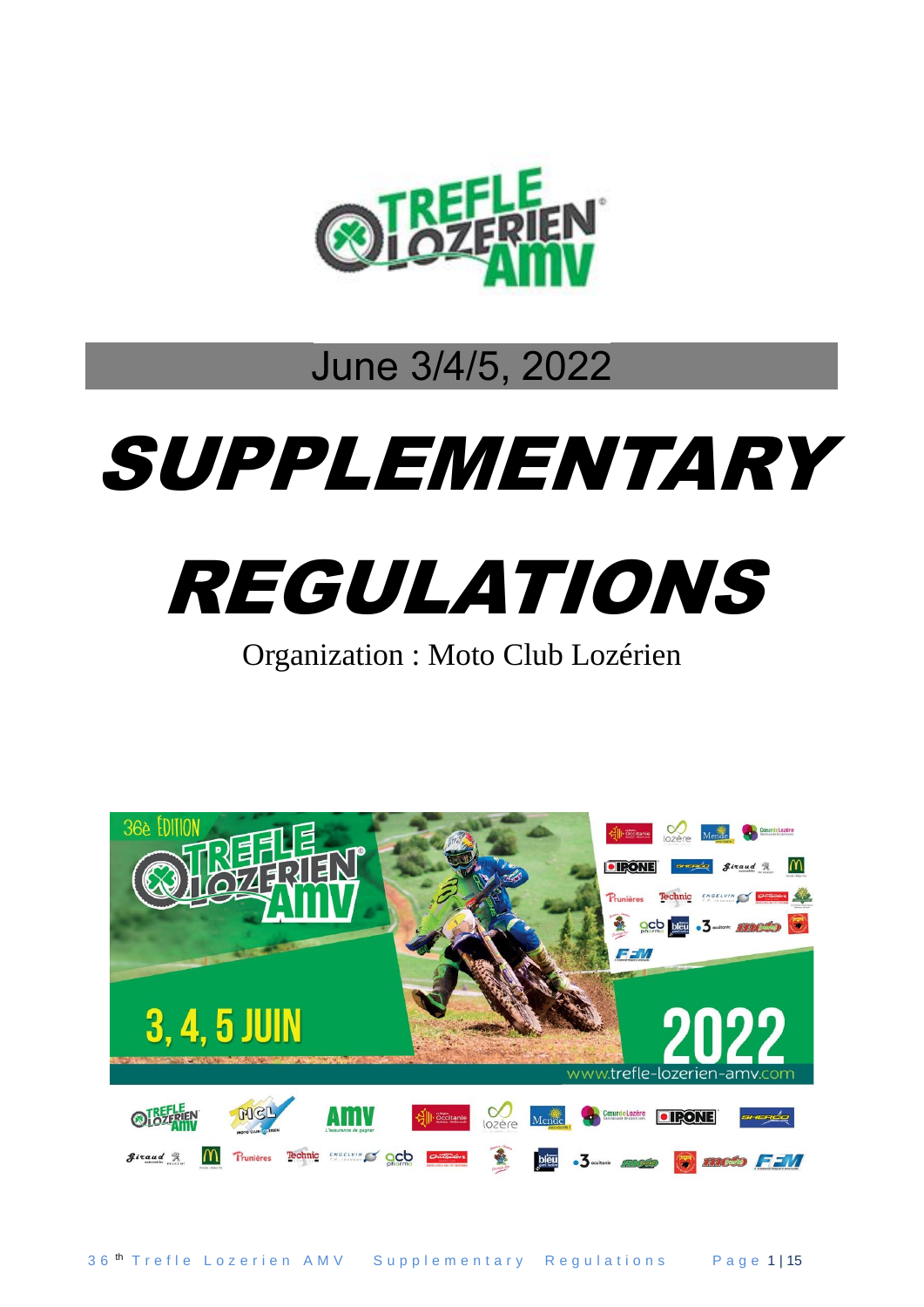June 3/4/5, 2022

# SUPPLEMENTARY REGULATIONS

Organization : Moto Club Lozérien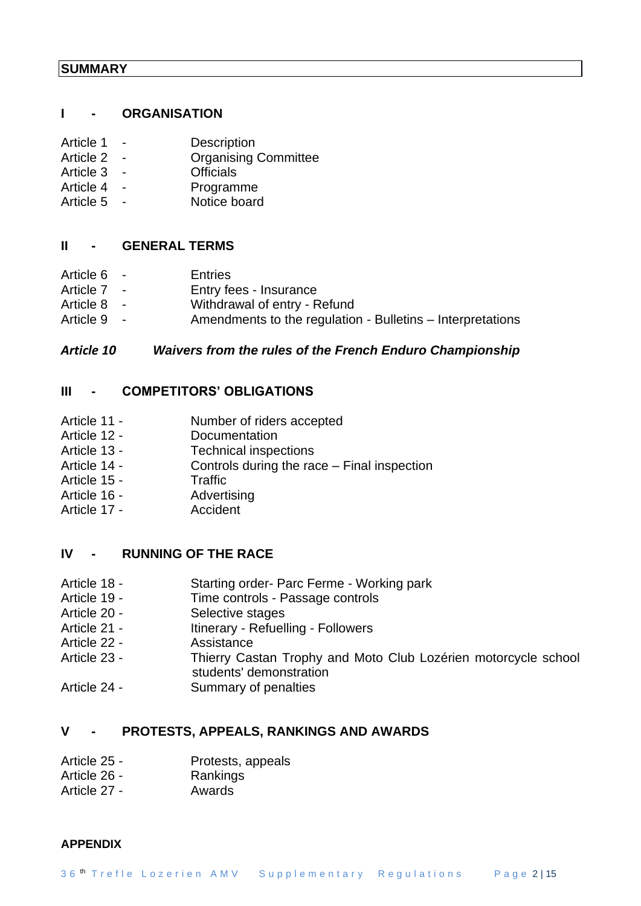## SUMMARY

### I - ORGANISATION

- Article 1 - Description
- Article 2 - Organising Committee
- Article 3 - Officials
- Article 4 - Programme
- Article 5 - Notice board

### II - GENERAL TERMS

- Article 6 - Entries
- Article 7 - Entry fees - Insurance
- Article 8 - Withdrawal of entry - Refund
- Article 9 - Amendments to the regulation - Bulletins – Interpretations

***Article 10 Waivers from the rules of the French Enduro Championship***

### III - COMPETITORS' OBLIGATIONS

- Article 11 - Number of riders accepted
- Article 12 - Documentation
- Article 13 - Technical inspections
- Article 14 - Controls during the race – Final inspection
- Article 15 - Traffic
- Article 16 - Advertising
- Article 17 - Accident

### IV - RUNNING OF THE RACE

- Article 18 - Starting order- Parc Ferme - Working park
- Article 19 - Time controls - Passage controls
- Article 20 - Selective stages
- Article 21 - Itinerary - Refuelling - Followers
- Article 22 - Assistance
- Article 23 - Thierry Castan Trophy and Moto Club Lozérien motorcycle school students' demonstration
- Article 24 - Summary of penalties

### V - PROTESTS, APPEALS, RANKINGS AND AWARDS

- Article 25 - Protests, appeals
- Article 26 - Rankings
- Article 27 - Awards

**APPENDIX**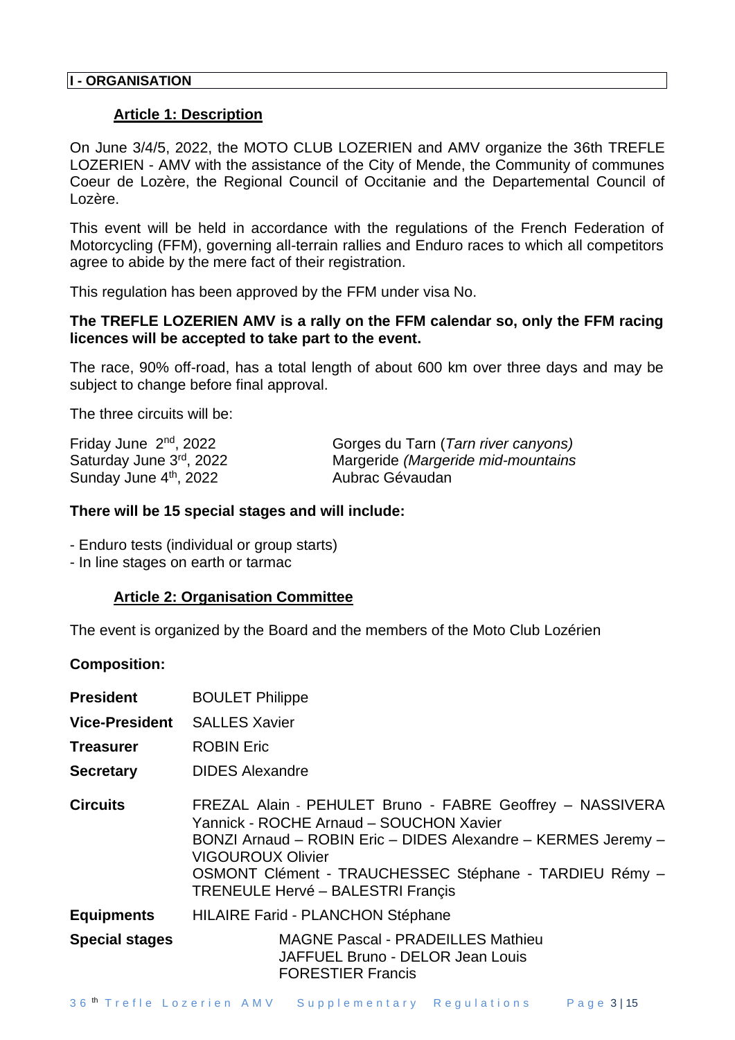## I - ORGANISATION

### Article 1: Description

On June 3/4/5, 2022, the MOTO CLUB LOZERIEN and AMV organize the 36th TREFLE LOZERIEN - AMV with the assistance of the City of Mende, the Community of communes Coeur de Lozère, the Regional Council of Occitanie and the Departemental Council of Lozère.

This event will be held in accordance with the regulations of the French Federation of Motorcycling (FFM), governing all-terrain rallies and Enduro races to which all competitors agree to abide by the mere fact of their registration.

This regulation has been approved by the FFM under visa No.

**The TREFLE LOZERIEN AMV is a rally on the FFM calendar so, only the FFM racing licences will be accepted to take part to the event.**

The race, 90% off-road, has a total length of about 600 km over three days and may be subject to change before final approval.

The three circuits will be:

| | |
|---|---|
| Friday June 2nd, 2022 | Gorges du Tarn (*Tarn river canyons)* |
| Saturday June 3rd, 2022 | Margeride *(Margeride mid-mountains* |
| Sunday June 4th, 2022 | Aubrac Gévaudan |

**There will be 15 special stages and will include:**

- Enduro tests (individual or group starts)
- In line stages on earth or tarmac

### Article 2: Organisation Committee

The event is organized by the Board and the members of the Moto Club Lozérien

**Composition:**

| | |
|---|---|
| **President** | BOULET Philippe |
| **Vice-President** | SALLES Xavier |
| **Treasurer** | ROBIN Eric |
| **Secretary** | DIDES Alexandre |
| **Circuits** | FREZAL Alain - PEHULET Bruno - FABRE Geoffrey – NASSIVERA Yannick - ROCHE Arnaud – SOUCHON Xavier<br>BONZI Arnaud – ROBIN Eric – DIDES Alexandre – KERMES Jeremy – VIGOUROUX Olivier<br>OSMONT Clément - TRAUCHESSEC Stéphane - TARDIEU Rémy – TRENEULE Hervé – BALESTRI Françis |
| **Equipments** | HILAIRE Farid - PLANCHON Stéphane |
| **Special stages** | MAGNE Pascal - PRADEILLES Mathieu<br>JAFFUEL Bruno - DELOR Jean Louis<br>FORESTIER Francis |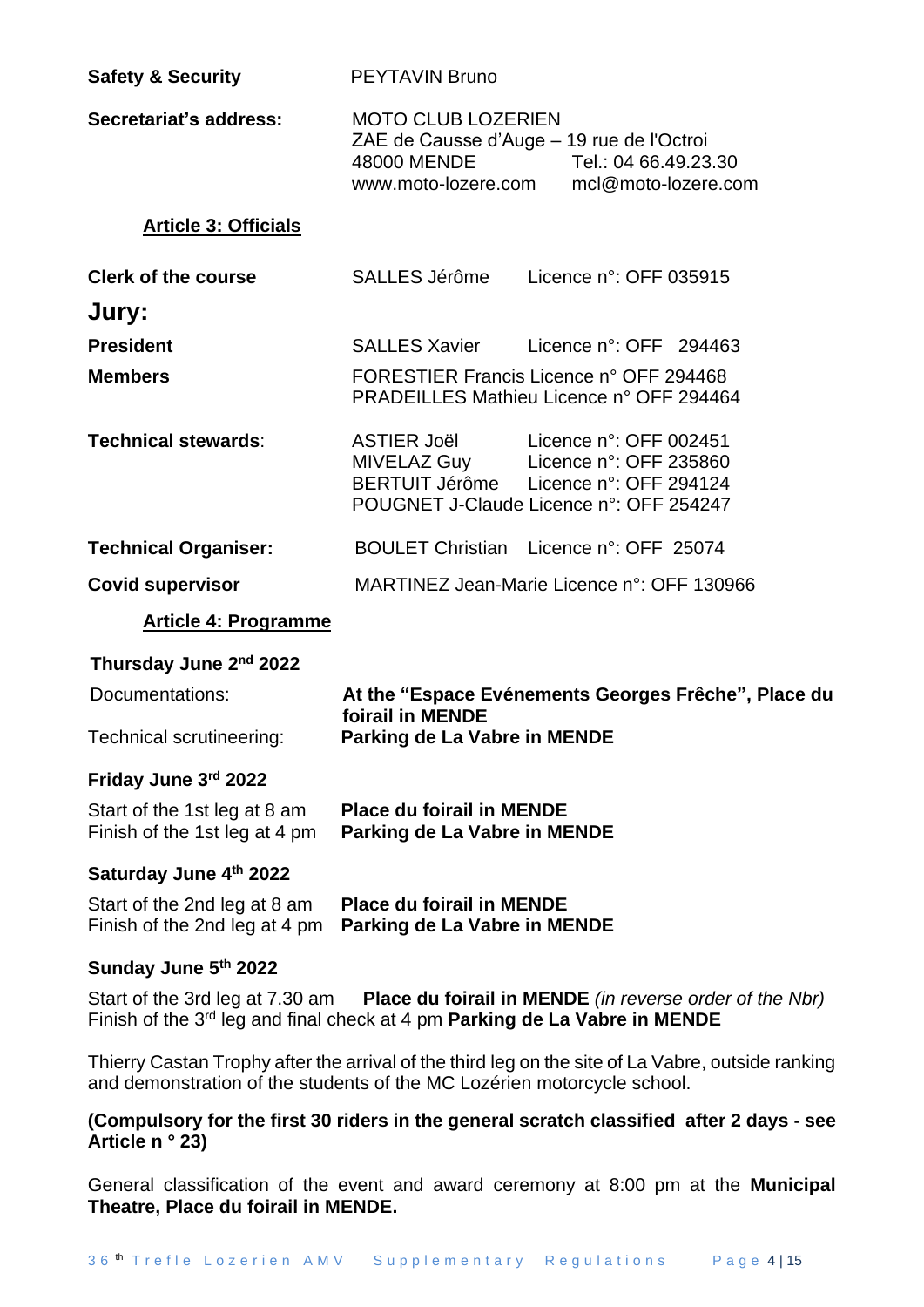**Safety & Security** PEYTAVIN Bruno

**Secretariat's address:** MOTO CLUB LOZERIEN
ZAE de Causse d'Auge – 19 rue de l'Octroi
48000 MENDE Tel.: 04 66.49.23.30
www.moto-lozere.com mcl@moto-lozere.com

## Article 3: Officials

| | | |
|---|---|---|
| **Clerk of the course** | SALLES Jérôme | Licence n°: OFF 035915 |

### Jury:

| | | |
|---|---|---|
| **President** | SALLES Xavier | Licence n°: OFF 294463 |
| **Members** | FORESTIER Francis | Licence n° OFF 294468 |
| | PRADEILLES Mathieu | Licence n° OFF 294464 |
| **Technical stewards**: | ASTIER Joël | Licence n°: OFF 002451 |
| | MIVELAZ Guy | Licence n°: OFF 235860 |
| | BERTUIT Jérôme | Licence n°: OFF 294124 |
| | POUGNET J-Claude | Licence n°: OFF 254247 |
| **Technical Organiser:** | BOULET Christian | Licence n°: OFF 25074 |
| **Covid supervisor** | MARTINEZ Jean-Marie | Licence n°: OFF 130966 |

## Article 4: Programme

**Thursday June 2nd 2022**

Documentations: **At the "Espace Evénements Georges Frêche", Place du foirail in MENDE**
Technical scrutineering: **Parking de La Vabre in MENDE**

**Friday June 3rd 2022**

Start of the 1st leg at 8 am **Place du foirail in MENDE**
Finish of the 1st leg at 4 pm **Parking de La Vabre in MENDE**

**Saturday June 4th 2022**

Start of the 2nd leg at 8 am **Place du foirail in MENDE**
Finish of the 2nd leg at 4 pm **Parking de La Vabre in MENDE**

**Sunday June 5th 2022**

Start of the 3rd leg at 7.30 am **Place du foirail in MENDE** *(in reverse order of the Nbr)*
Finish of the 3rd leg and final check at 4 pm **Parking de La Vabre in MENDE**

Thierry Castan Trophy after the arrival of the third leg on the site of La Vabre, outside ranking and demonstration of the students of the MC Lozérien motorcycle school.

**(Compulsory for the first 30 riders in the general scratch classified after 2 days - see Article n ° 23)**

General classification of the event and award ceremony at 8:00 pm at the **Municipal Theatre, Place du foirail in MENDE.**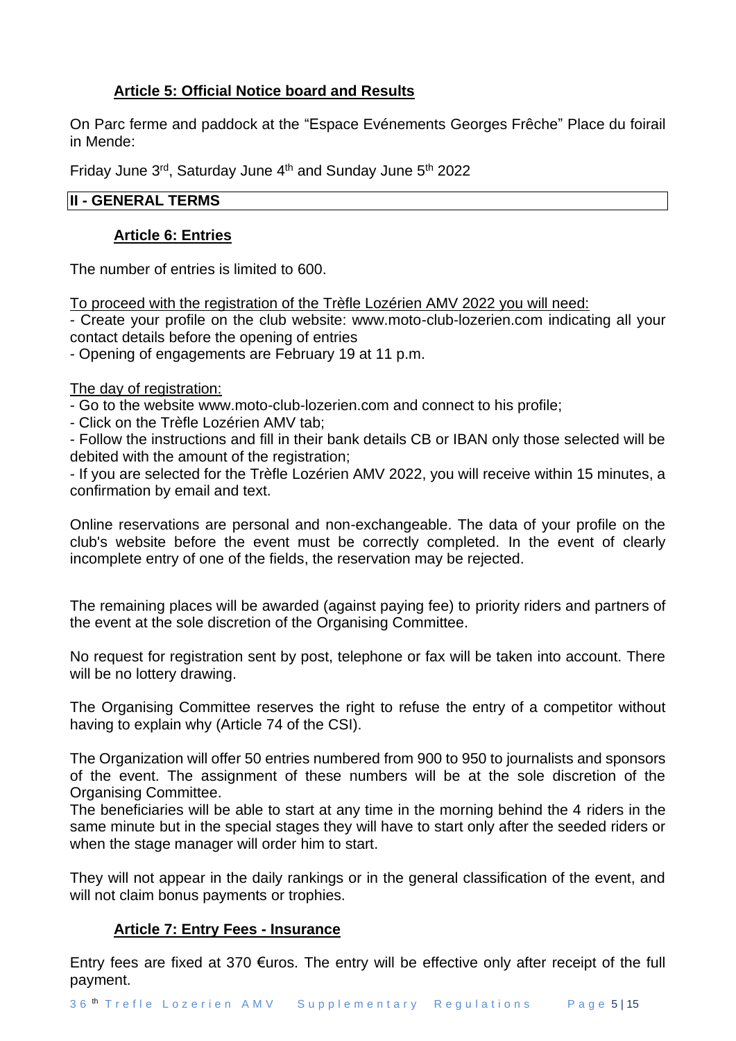### Article 5: Official Notice board and Results

On Parc ferme and paddock at the "Espace Evénements Georges Frêche" Place du foirail in Mende:

Friday June 3rd, Saturday June 4th and Sunday June 5th 2022

## II - GENERAL TERMS

### Article 6: Entries

The number of entries is limited to 600.

To proceed with the registration of the Trèfle Lozérien AMV 2022 you will need:

- Create your profile on the club website: www.moto-club-lozerien.com indicating all your contact details before the opening of entries
- Opening of engagements are February 19 at 11 p.m.

The day of registration:

- Go to the website www.moto-club-lozerien.com and connect to his profile;
- Click on the Trèfle Lozérien AMV tab;
- Follow the instructions and fill in their bank details CB or IBAN only those selected will be debited with the amount of the registration;
- If you are selected for the Trèfle Lozérien AMV 2022, you will receive within 15 minutes, a confirmation by email and text.

Online reservations are personal and non-exchangeable. The data of your profile on the club's website before the event must be correctly completed. In the event of clearly incomplete entry of one of the fields, the reservation may be rejected.

The remaining places will be awarded (against paying fee) to priority riders and partners of the event at the sole discretion of the Organising Committee.

No request for registration sent by post, telephone or fax will be taken into account. There will be no lottery drawing.

The Organising Committee reserves the right to refuse the entry of a competitor without having to explain why (Article 74 of the CSI).

The Organization will offer 50 entries numbered from 900 to 950 to journalists and sponsors of the event. The assignment of these numbers will be at the sole discretion of the Organising Committee.
The beneficiaries will be able to start at any time in the morning behind the 4 riders in the same minute but in the special stages they will have to start only after the seeded riders or when the stage manager will order him to start.

They will not appear in the daily rankings or in the general classification of the event, and will not claim bonus payments or trophies.

### Article 7: Entry Fees - Insurance

Entry fees are fixed at 370 €uros. The entry will be effective only after receipt of the full payment.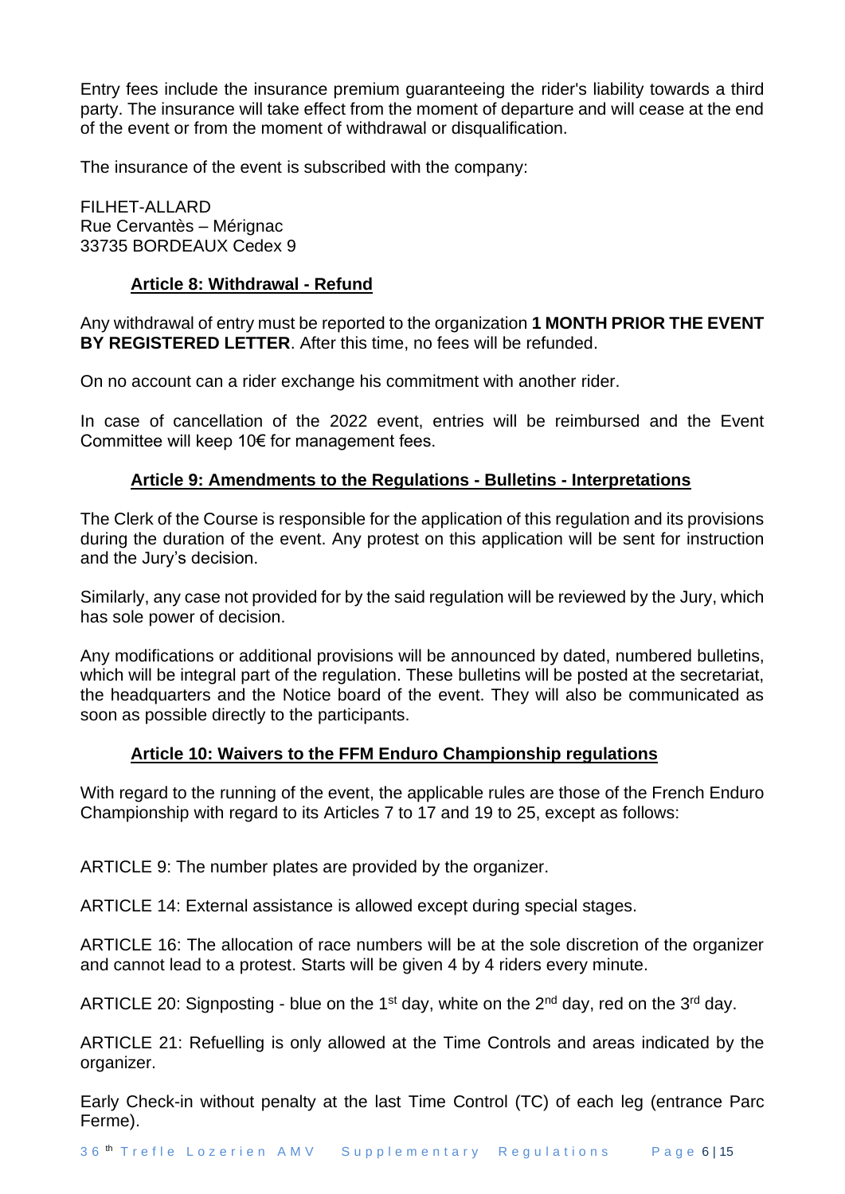Entry fees include the insurance premium guaranteeing the rider's liability towards a third party. The insurance will take effect from the moment of departure and will cease at the end of the event or from the moment of withdrawal or disqualification.

The insurance of the event is subscribed with the company:

FILHET-ALLARD
Rue Cervantès – Mérignac
33735 BORDEAUX Cedex 9

## Article 8: Withdrawal - Refund

Any withdrawal of entry must be reported to the organization **1 MONTH PRIOR THE EVENT BY REGISTERED LETTER**. After this time, no fees will be refunded.

On no account can a rider exchange his commitment with another rider.

In case of cancellation of the 2022 event, entries will be reimbursed and the Event Committee will keep 10€ for management fees.

## Article 9: Amendments to the Regulations - Bulletins - Interpretations

The Clerk of the Course is responsible for the application of this regulation and its provisions during the duration of the event. Any protest on this application will be sent for instruction and the Jury's decision.

Similarly, any case not provided for by the said regulation will be reviewed by the Jury, which has sole power of decision.

Any modifications or additional provisions will be announced by dated, numbered bulletins, which will be integral part of the regulation. These bulletins will be posted at the secretariat, the headquarters and the Notice board of the event. They will also be communicated as soon as possible directly to the participants.

## Article 10: Waivers to the FFM Enduro Championship regulations

With regard to the running of the event, the applicable rules are those of the French Enduro Championship with regard to its Articles 7 to 17 and 19 to 25, except as follows:

ARTICLE 9: The number plates are provided by the organizer.

ARTICLE 14: External assistance is allowed except during special stages.

ARTICLE 16: The allocation of race numbers will be at the sole discretion of the organizer and cannot lead to a protest. Starts will be given 4 by 4 riders every minute.

ARTICLE 20: Signposting - blue on the 1st day, white on the 2nd day, red on the 3rd day.

ARTICLE 21: Refuelling is only allowed at the Time Controls and areas indicated by the organizer.

Early Check-in without penalty at the last Time Control (TC) of each leg (entrance Parc Ferme).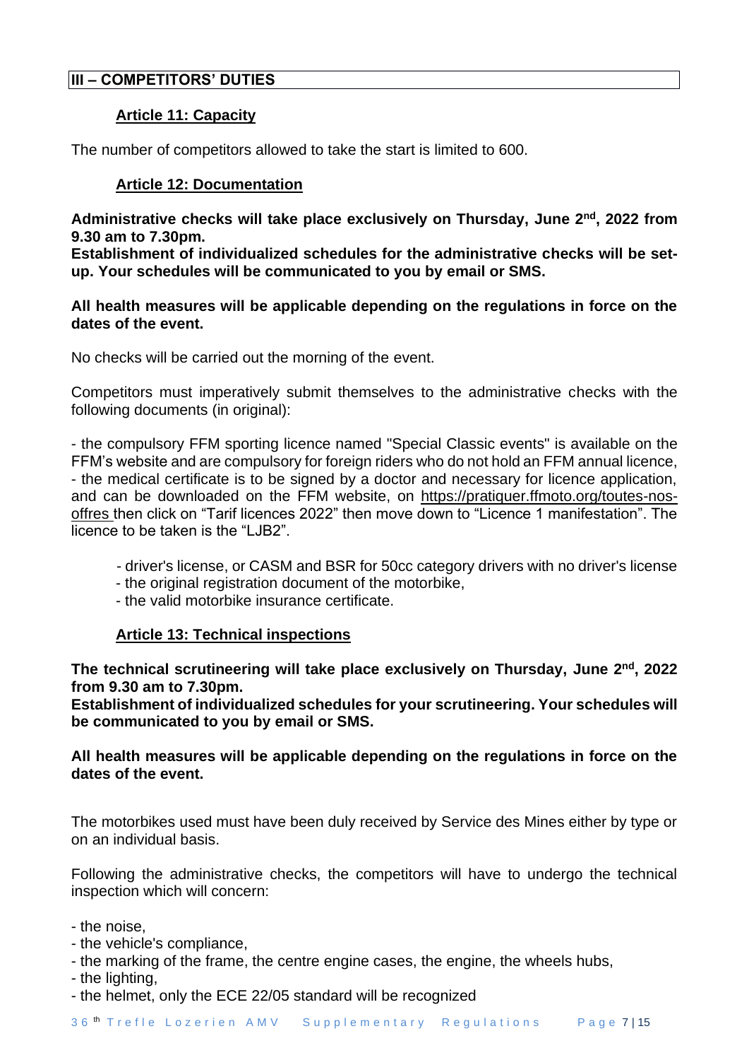## III – COMPETITORS' DUTIES

### Article 11: Capacity

The number of competitors allowed to take the start is limited to 600.

### Article 12: Documentation

**Administrative checks will take place exclusively on Thursday, June 2nd, 2022 from 9.30 am to 7.30pm.**
**Establishment of individualized schedules for the administrative checks will be set-up. Your schedules will be communicated to you by email or SMS.**

**All health measures will be applicable depending on the regulations in force on the dates of the event.**

No checks will be carried out the morning of the event.

Competitors must imperatively submit themselves to the administrative checks with the following documents (in original):

- the compulsory FFM sporting licence named "Special Classic events" is available on the FFM's website and are compulsory for foreign riders who do not hold an FFM annual licence,
- the medical certificate is to be signed by a doctor and necessary for licence application, and can be downloaded on the FFM website, on https://pratiquer.ffmoto.org/toutes-nos-offres then click on "Tarif licences 2022" then move down to "Licence 1 manifestation". The licence to be taken is the "LJB2".

  - driver's license, or CASM and BSR for 50cc category drivers with no driver's license
  - the original registration document of the motorbike,
  - the valid motorbike insurance certificate.

### Article 13: Technical inspections

**The technical scrutineering will take place exclusively on Thursday, June 2nd, 2022 from 9.30 am to 7.30pm.**
**Establishment of individualized schedules for your scrutineering. Your schedules will be communicated to you by email or SMS.**

**All health measures will be applicable depending on the regulations in force on the dates of the event.**

The motorbikes used must have been duly received by Service des Mines either by type or on an individual basis.

Following the administrative checks, the competitors will have to undergo the technical inspection which will concern:

- the noise,
- the vehicle's compliance,
- the marking of the frame, the centre engine cases, the engine, the wheels hubs,
- the lighting,
- the helmet, only the ECE 22/05 standard will be recognized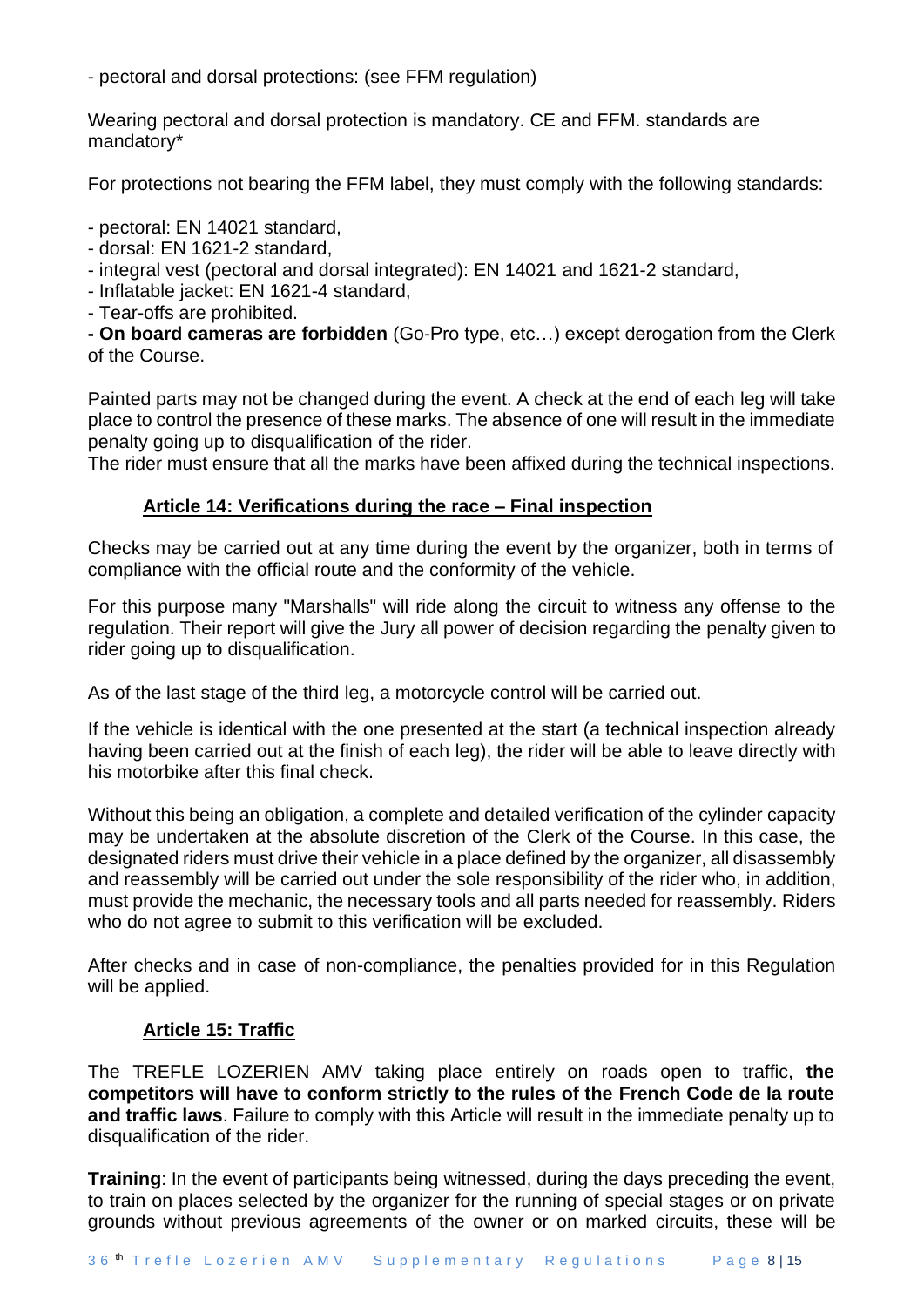- pectoral and dorsal protections: (see FFM regulation)

Wearing pectoral and dorsal protection is mandatory. CE and FFM. standards are mandatory*

For protections not bearing the FFM label, they must comply with the following standards:

- pectoral: EN 14021 standard,
- dorsal: EN 1621-2 standard,
- integral vest (pectoral and dorsal integrated): EN 14021 and 1621-2 standard,
- Inflatable jacket: EN 1621-4 standard,
- Tear-offs are prohibited.

**- On board cameras are forbidden** (Go-Pro type, etc…) except derogation from the Clerk of the Course.

Painted parts may not be changed during the event. A check at the end of each leg will take place to control the presence of these marks. The absence of one will result in the immediate penalty going up to disqualification of the rider.
The rider must ensure that all the marks have been affixed during the technical inspections.

## Article 14: Verifications during the race – Final inspection

Checks may be carried out at any time during the event by the organizer, both in terms of compliance with the official route and the conformity of the vehicle.

For this purpose many "Marshalls" will ride along the circuit to witness any offense to the regulation. Their report will give the Jury all power of decision regarding the penalty given to rider going up to disqualification.

As of the last stage of the third leg, a motorcycle control will be carried out.

If the vehicle is identical with the one presented at the start (a technical inspection already having been carried out at the finish of each leg), the rider will be able to leave directly with his motorbike after this final check.

Without this being an obligation, a complete and detailed verification of the cylinder capacity may be undertaken at the absolute discretion of the Clerk of the Course. In this case, the designated riders must drive their vehicle in a place defined by the organizer, all disassembly and reassembly will be carried out under the sole responsibility of the rider who, in addition, must provide the mechanic, the necessary tools and all parts needed for reassembly. Riders who do not agree to submit to this verification will be excluded.

After checks and in case of non-compliance, the penalties provided for in this Regulation will be applied.

## Article 15: Traffic

The TREFLE LOZERIEN AMV taking place entirely on roads open to traffic, **the competitors will have to conform strictly to the rules of the French Code de la route and traffic laws**. Failure to comply with this Article will result in the immediate penalty up to disqualification of the rider.

**Training**: In the event of participants being witnessed, during the days preceding the event, to train on places selected by the organizer for the running of special stages or on private grounds without previous agreements of the owner or on marked circuits, these will be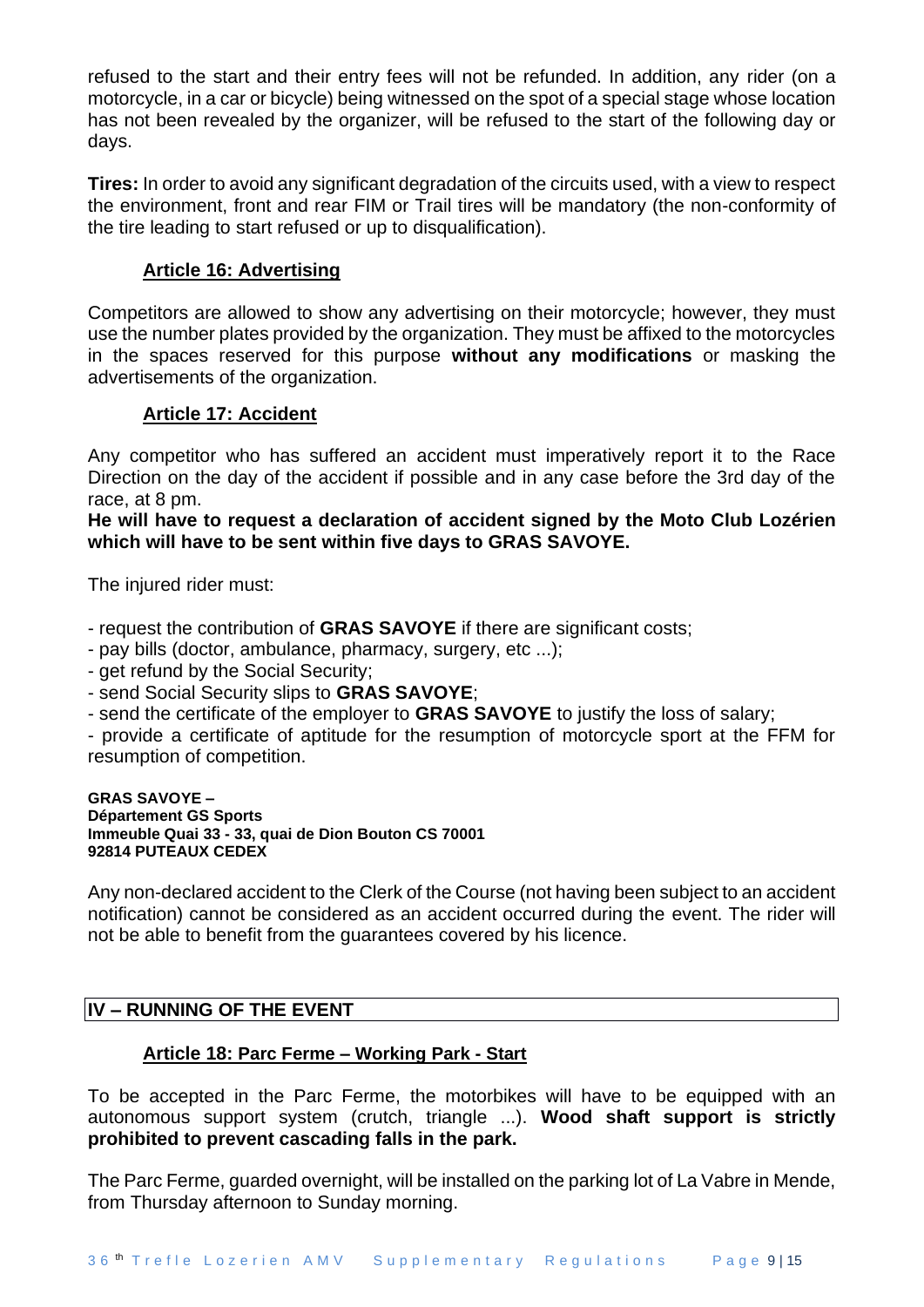refused to the start and their entry fees will not be refunded. In addition, any rider (on a motorcycle, in a car or bicycle) being witnessed on the spot of a special stage whose location has not been revealed by the organizer, will be refused to the start of the following day or days.

**Tires:** In order to avoid any significant degradation of the circuits used, with a view to respect the environment, front and rear FIM or Trail tires will be mandatory (the non-conformity of the tire leading to start refused or up to disqualification).

### Article 16: Advertising

Competitors are allowed to show any advertising on their motorcycle; however, they must use the number plates provided by the organization. They must be affixed to the motorcycles in the spaces reserved for this purpose **without any modifications** or masking the advertisements of the organization.

### Article 17: Accident

Any competitor who has suffered an accident must imperatively report it to the Race Direction on the day of the accident if possible and in any case before the 3rd day of the race, at 8 pm.

**He will have to request a declaration of accident signed by the Moto Club Lozérien which will have to be sent within five days to GRAS SAVOYE.**

The injured rider must:

- request the contribution of **GRAS SAVOYE** if there are significant costs;
- pay bills (doctor, ambulance, pharmacy, surgery, etc ...);
- get refund by the Social Security;
- send Social Security slips to **GRAS SAVOYE**;
- send the certificate of the employer to **GRAS SAVOYE** to justify the loss of salary;
- provide a certificate of aptitude for the resumption of motorcycle sport at the FFM for resumption of competition.

**GRAS SAVOYE –**
**Département GS Sports**
**Immeuble Quai 33 - 33, quai de Dion Bouton CS 70001**
**92814 PUTEAUX CEDEX**

Any non-declared accident to the Clerk of the Course (not having been subject to an accident notification) cannot be considered as an accident occurred during the event. The rider will not be able to benefit from the guarantees covered by his licence.

## IV – RUNNING OF THE EVENT

### Article 18: Parc Ferme – Working Park - Start

To be accepted in the Parc Ferme, the motorbikes will have to be equipped with an autonomous support system (crutch, triangle ...). **Wood shaft support is strictly prohibited to prevent cascading falls in the park.**

The Parc Ferme, guarded overnight, will be installed on the parking lot of La Vabre in Mende, from Thursday afternoon to Sunday morning.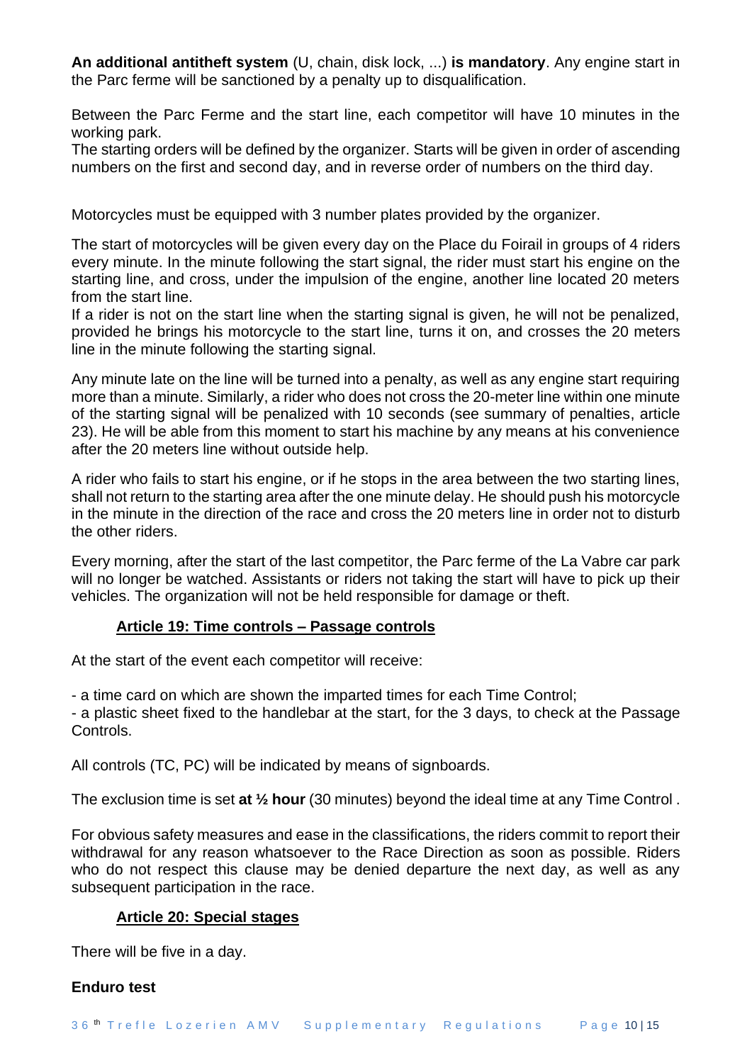**An additional antitheft system** (U, chain, disk lock, ...) **is mandatory**. Any engine start in the Parc ferme will be sanctioned by a penalty up to disqualification.

Between the Parc Ferme and the start line, each competitor will have 10 minutes in the working park.
The starting orders will be defined by the organizer. Starts will be given in order of ascending numbers on the first and second day, and in reverse order of numbers on the third day.

Motorcycles must be equipped with 3 number plates provided by the organizer.

The start of motorcycles will be given every day on the Place du Foirail in groups of 4 riders every minute. In the minute following the start signal, the rider must start his engine on the starting line, and cross, under the impulsion of the engine, another line located 20 meters from the start line.
If a rider is not on the start line when the starting signal is given, he will not be penalized, provided he brings his motorcycle to the start line, turns it on, and crosses the 20 meters line in the minute following the starting signal.

Any minute late on the line will be turned into a penalty, as well as any engine start requiring more than a minute. Similarly, a rider who does not cross the 20-meter line within one minute of the starting signal will be penalized with 10 seconds (see summary of penalties, article 23). He will be able from this moment to start his machine by any means at his convenience after the 20 meters line without outside help.

A rider who fails to start his engine, or if he stops in the area between the two starting lines, shall not return to the starting area after the one minute delay. He should push his motorcycle in the minute in the direction of the race and cross the 20 meters line in order not to disturb the other riders.

Every morning, after the start of the last competitor, the Parc ferme of the La Vabre car park will no longer be watched. Assistants or riders not taking the start will have to pick up their vehicles. The organization will not be held responsible for damage or theft.

## Article 19: Time controls – Passage controls

At the start of the event each competitor will receive:

- a time card on which are shown the imparted times for each Time Control;
- a plastic sheet fixed to the handlebar at the start, for the 3 days, to check at the Passage Controls.

All controls (TC, PC) will be indicated by means of signboards.

The exclusion time is set **at ½ hour** (30 minutes) beyond the ideal time at any Time Control .

For obvious safety measures and ease in the classifications, the riders commit to report their withdrawal for any reason whatsoever to the Race Direction as soon as possible. Riders who do not respect this clause may be denied departure the next day, as well as any subsequent participation in the race.

## Article 20: Special stages

There will be five in a day.

### Enduro test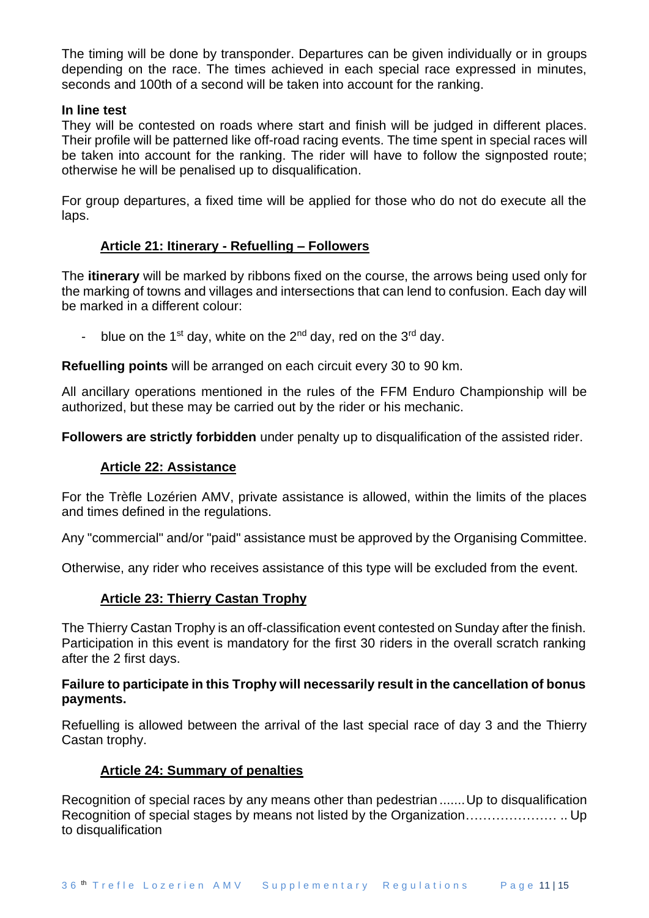The timing will be done by transponder. Departures can be given individually or in groups depending on the race. The times achieved in each special race expressed in minutes, seconds and 100th of a second will be taken into account for the ranking.

**In line test**

They will be contested on roads where start and finish will be judged in different places. Their profile will be patterned like off-road racing events. The time spent in special races will be taken into account for the ranking. The rider will have to follow the signposted route; otherwise he will be penalised up to disqualification.

For group departures, a fixed time will be applied for those who do not do execute all the laps.

## Article 21: Itinerary - Refuelling – Followers

The **itinerary** will be marked by ribbons fixed on the course, the arrows being used only for the marking of towns and villages and intersections that can lend to confusion. Each day will be marked in a different colour:

- blue on the 1st day, white on the 2nd day, red on the 3rd day.

**Refuelling points** will be arranged on each circuit every 30 to 90 km.

All ancillary operations mentioned in the rules of the FFM Enduro Championship will be authorized, but these may be carried out by the rider or his mechanic.

**Followers are strictly forbidden** under penalty up to disqualification of the assisted rider.

## Article 22: Assistance

For the Trèfle Lozérien AMV, private assistance is allowed, within the limits of the places and times defined in the regulations.

Any "commercial" and/or "paid" assistance must be approved by the Organising Committee.

Otherwise, any rider who receives assistance of this type will be excluded from the event.

## Article 23: Thierry Castan Trophy

The Thierry Castan Trophy is an off-classification event contested on Sunday after the finish. Participation in this event is mandatory for the first 30 riders in the overall scratch ranking after the 2 first days.

**Failure to participate in this Trophy will necessarily result in the cancellation of bonus payments.**

Refuelling is allowed between the arrival of the last special race of day 3 and the Thierry Castan trophy.

## Article 24: Summary of penalties

Recognition of special races by any means other than pedestrian .......Up to disqualification
Recognition of special stages by means not listed by the Organization………………… .. Up to disqualification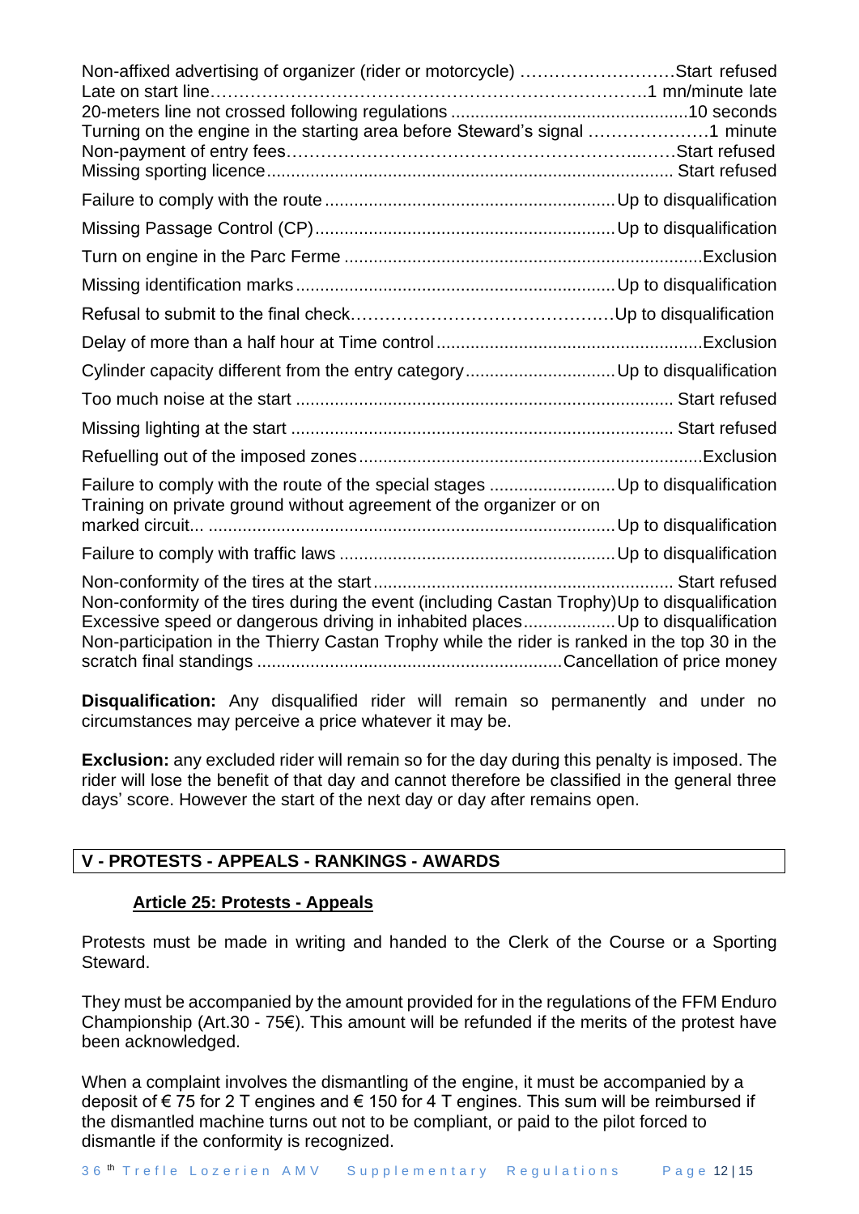| Infraction | Penalty |
|---|---|
| Non-affixed advertising of organizer (rider or motorcycle) | Start refused |
| Late on start line | 1 mn/minute late |
| 20-meters line not crossed following regulations | 10 seconds |
| Turning on the engine in the starting area before Steward's signal | 1 minute |
| Non-payment of entry fees | Start refused |
| Missing sporting licence | Start refused |
| Failure to comply with the route | Up to disqualification |
| Missing Passage Control (CP) | Up to disqualification |
| Turn on engine in the Parc Ferme | Exclusion |
| Missing identification marks | Up to disqualification |
| Refusal to submit to the final check | Up to disqualification |
| Delay of more than a half hour at Time control | Exclusion |
| Cylinder capacity different from the entry category | Up to disqualification |
| Too much noise at the start | Start refused |
| Missing lighting at the start | Start refused |
| Refuelling out of the imposed zones | Exclusion |
| Failure to comply with the route of the special stages | Up to disqualification |
| Training on private ground without agreement of the organizer or on marked circuit... | Up to disqualification |
| Failure to comply with traffic laws | Up to disqualification |
| Non-conformity of the tires at the start | Start refused |
| Non-conformity of the tires during the event (including Castan Trophy) | Up to disqualification |
| Excessive speed or dangerous driving in inhabited places | Up to disqualification |
| Non-participation in the Thierry Castan Trophy while the rider is ranked in the top 30 in the scratch final standings | Cancellation of price money |

**Disqualification:** Any disqualified rider will remain so permanently and under no circumstances may perceive a price whatever it may be.

**Exclusion:** any excluded rider will remain so for the day during this penalty is imposed. The rider will lose the benefit of that day and cannot therefore be classified in the general three days' score. However the start of the next day or day after remains open.

## V - PROTESTS - APPEALS - RANKINGS - AWARDS

### Article 25: Protests - Appeals

Protests must be made in writing and handed to the Clerk of the Course or a Sporting Steward.

They must be accompanied by the amount provided for in the regulations of the FFM Enduro Championship (Art.30 - 75€). This amount will be refunded if the merits of the protest have been acknowledged.

When a complaint involves the dismantling of the engine, it must be accompanied by a deposit of € 75 for 2 T engines and € 150 for 4 T engines. This sum will be reimbursed if the dismantled machine turns out not to be compliant, or paid to the pilot forced to dismantle if the conformity is recognized.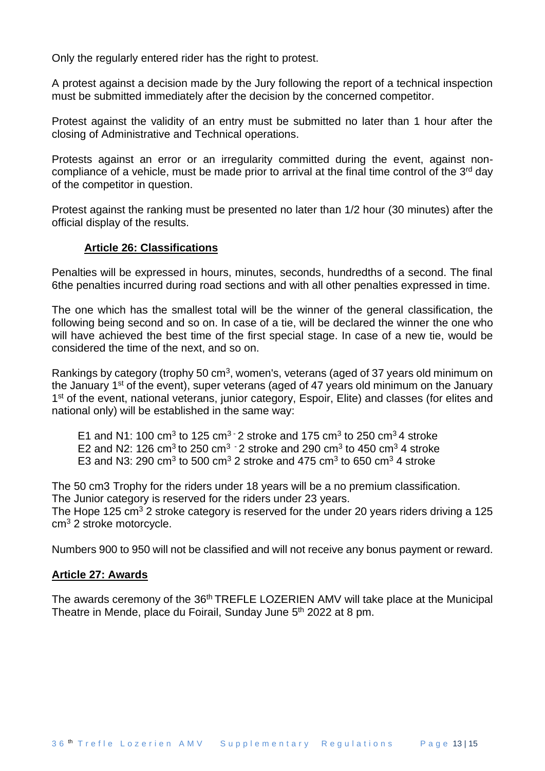Only the regularly entered rider has the right to protest.

A protest against a decision made by the Jury following the report of a technical inspection must be submitted immediately after the decision by the concerned competitor.

Protest against the validity of an entry must be submitted no later than 1 hour after the closing of Administrative and Technical operations.

Protests against an error or an irregularity committed during the event, against non-compliance of a vehicle, must be made prior to arrival at the final time control of the 3rd day of the competitor in question.

Protest against the ranking must be presented no later than 1/2 hour (30 minutes) after the official display of the results.

## Article 26: Classifications

Penalties will be expressed in hours, minutes, seconds, hundredths of a second. The final 6the penalties incurred during road sections and with all other penalties expressed in time.

The one which has the smallest total will be the winner of the general classification, the following being second and so on. In case of a tie, will be declared the winner the one who will have achieved the best time of the first special stage. In case of a new tie, would be considered the time of the next, and so on.

Rankings by category (trophy 50 $cm^3$, women's, veterans (aged of 37 years old minimum on the January 1st of the event), super veterans (aged of 47 years old minimum on the January 1st of the event, national veterans, junior category, Espoir, Elite) and classes (for elites and national only) will be established in the same way:

E1 and N1: 100 $cm^3$ to 125 $cm^3$ - 2 stroke and 175 $cm^3$ to 250 $cm^3$ 4 stroke
E2 and N2: 126 $cm^3$ to 250 $cm^3$ - 2 stroke and 290 $cm^3$ to 450 $cm^3$ 4 stroke
E3 and N3: 290 $cm^3$ to 500 $cm^3$ 2 stroke and 475 $cm^3$ to 650 $cm^3$ 4 stroke

The 50 cm3 Trophy for the riders under 18 years will be a no premium classification.
The Junior category is reserved for the riders under 23 years.
The Hope 125 $cm^3$ 2 stroke category is reserved for the under 20 years riders driving a 125 $cm^3$ 2 stroke motorcycle.

Numbers 900 to 950 will not be classified and will not receive any bonus payment or reward.

## Article 27: Awards

The awards ceremony of the 36th TREFLE LOZERIEN AMV will take place at the Municipal Theatre in Mende, place du Foirail, Sunday June 5th 2022 at 8 pm.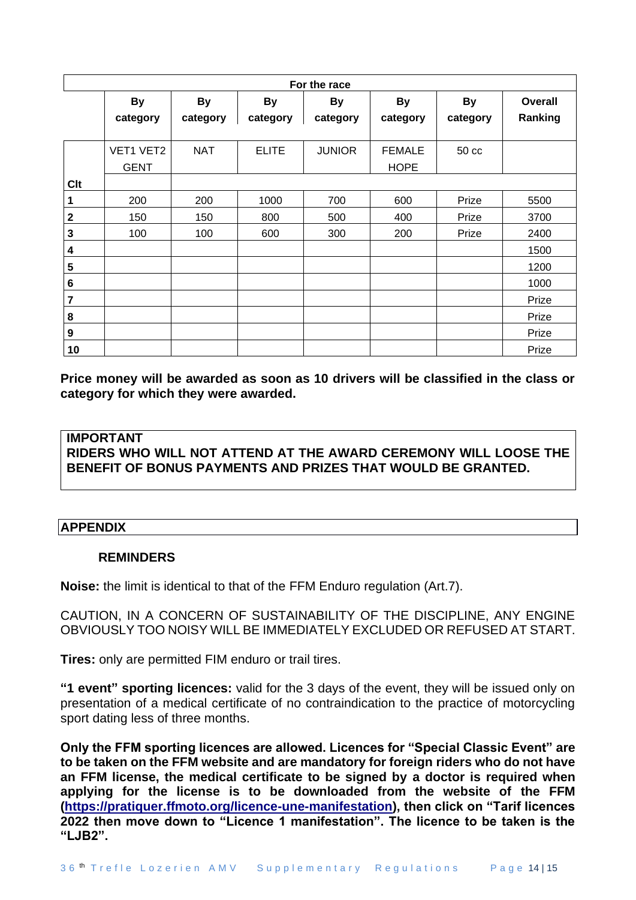| For the race | | | | | | | |
|---|---|---|---|---|---|---|---|
| | **By category** | **By category** | **By category** | **By category** | **By category** | **By category** | **Overall Ranking** |
| | VET1 VET2 GENT | NAT | ELITE | JUNIOR | FEMALE HOPE | 50 cc | |
| **Clt** | | | | | | | |
| **1** | 200 | 200 | 1000 | 700 | 600 | Prize | 5500 |
| **2** | 150 | 150 | 800 | 500 | 400 | Prize | 3700 |
| **3** | 100 | 100 | 600 | 300 | 200 | Prize | 2400 |
| **4** | | | | | | | 1500 |
| **5** | | | | | | | 1200 |
| **6** | | | | | | | 1000 |
| **7** | | | | | | | Prize |
| **8** | | | | | | | Prize |
| **9** | | | | | | | Prize |
| **10** | | | | | | | Prize |

**Price money will be awarded as soon as 10 drivers will be classified in the class or category for which they were awarded.**

**IMPORTANT**
**RIDERS WHO WILL NOT ATTEND AT THE AWARD CEREMONY WILL LOOSE THE BENEFIT OF BONUS PAYMENTS AND PRIZES THAT WOULD BE GRANTED.**

## APPENDIX

### REMINDERS

**Noise:** the limit is identical to that of the FFM Enduro regulation (Art.7).

CAUTION, IN A CONCERN OF SUSTAINABILITY OF THE DISCIPLINE, ANY ENGINE OBVIOUSLY TOO NOISY WILL BE IMMEDIATELY EXCLUDED OR REFUSED AT START.

**Tires:** only are permitted FIM enduro or trail tires.

**"1 event" sporting licences:** valid for the 3 days of the event, they will be issued only on presentation of a medical certificate of no contraindication to the practice of motorcycling sport dating less of three months.

**Only the FFM sporting licences are allowed. Licences for "Special Classic Event" are to be taken on the FFM website and are mandatory for foreign riders who do not have an FFM license, the medical certificate to be signed by a doctor is required when applying for the license is to be downloaded from the website of the FFM ([https://pratiquer.ffmoto.org/licence-une-manifestation](https://pratiquer.ffmoto.org/licence-une-manifestation)), then click on "Tarif licences 2022 then move down to "Licence 1 manifestation". The licence to be taken is the "LJB2".**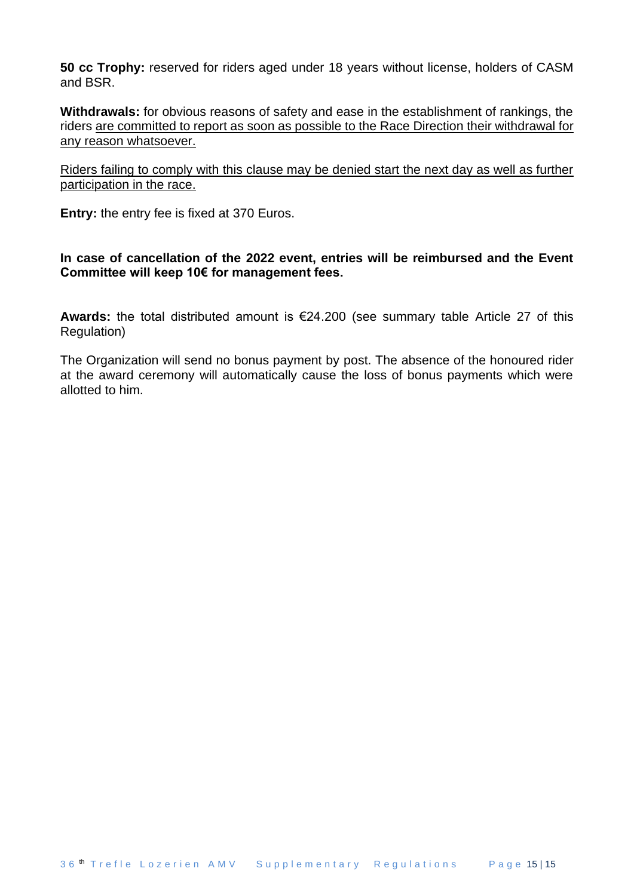**50 cc Trophy:** reserved for riders aged under 18 years without license, holders of CASM and BSR.

**Withdrawals:** for obvious reasons of safety and ease in the establishment of rankings, the riders are committed to report as soon as possible to the Race Direction their withdrawal for any reason whatsoever.

Riders failing to comply with this clause may be denied start the next day as well as further participation in the race.

**Entry:** the entry fee is fixed at 370 Euros.

**In case of cancellation of the 2022 event, entries will be reimbursed and the Event Committee will keep 10€ for management fees.**

**Awards:** the total distributed amount is €24.200 (see summary table Article 27 of this Regulation)

The Organization will send no bonus payment by post. The absence of the honoured rider at the award ceremony will automatically cause the loss of bonus payments which were allotted to him.